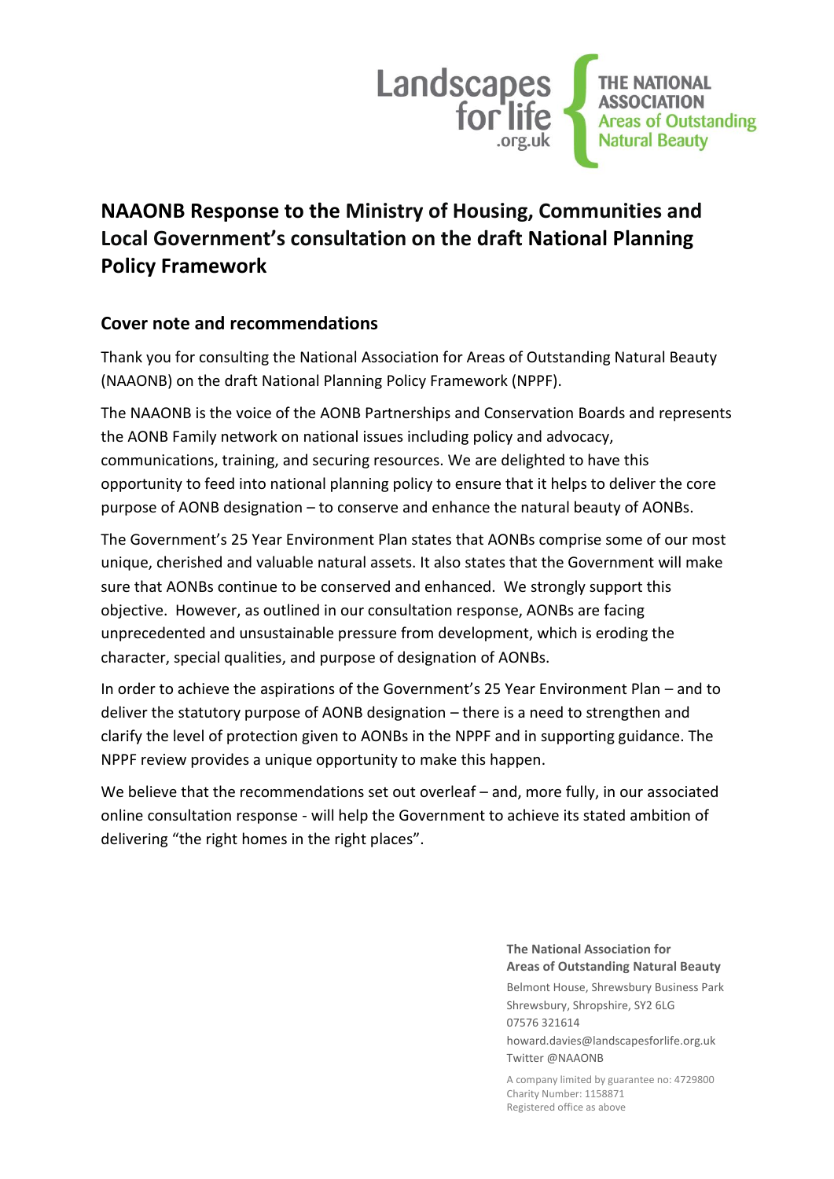Landscapes for life .org.uk

THE NATIONAL ASSOCIATION Areas of Outstanding Natural Beauty

# NAAONB Response to the Ministry of Housing, Communities and Local Government's consultation on the draft National Planning Policy Framework

## Cover note and recommendations

Thank you for consulting the National Association for Areas of Outstanding Natural Beauty (NAAONB) on the draft National Planning Policy Framework (NPPF).

The NAAONB is the voice of the AONB Partnerships and Conservation Boards and represents the AONB Family network on national issues including policy and advocacy, communications, training, and securing resources. We are delighted to have this opportunity to feed into national planning policy to ensure that it helps to deliver the core purpose of AONB designation – to conserve and enhance the natural beauty of AONBs.

The Government's 25 Year Environment Plan states that AONBs comprise some of our most unique, cherished and valuable natural assets. It also states that the Government will make sure that AONBs continue to be conserved and enhanced. We strongly support this objective. However, as outlined in our consultation response, AONBs are facing unprecedented and unsustainable pressure from development, which is eroding the character, special qualities, and purpose of designation of AONBs.

In order to achieve the aspirations of the Government's 25 Year Environment Plan – and to deliver the statutory purpose of AONB designation – there is a need to strengthen and clarify the level of protection given to AONBs in the NPPF and in supporting guidance. The NPPF review provides a unique opportunity to make this happen.

We believe that the recommendations set out overleaf – and, more fully, in our associated online consultation response - will help the Government to achieve its stated ambition of delivering "the right homes in the right places".

**The National Association for Areas of Outstanding Natural Beauty**
Belmont House, Shrewsbury Business Park
Shrewsbury, Shropshire, SY2 6LG
07576 321614
howard.davies@landscapesforlife.org.uk
Twitter @NAAONB

A company limited by guarantee no: 4729800
Charity Number: 1158871
Registered office as above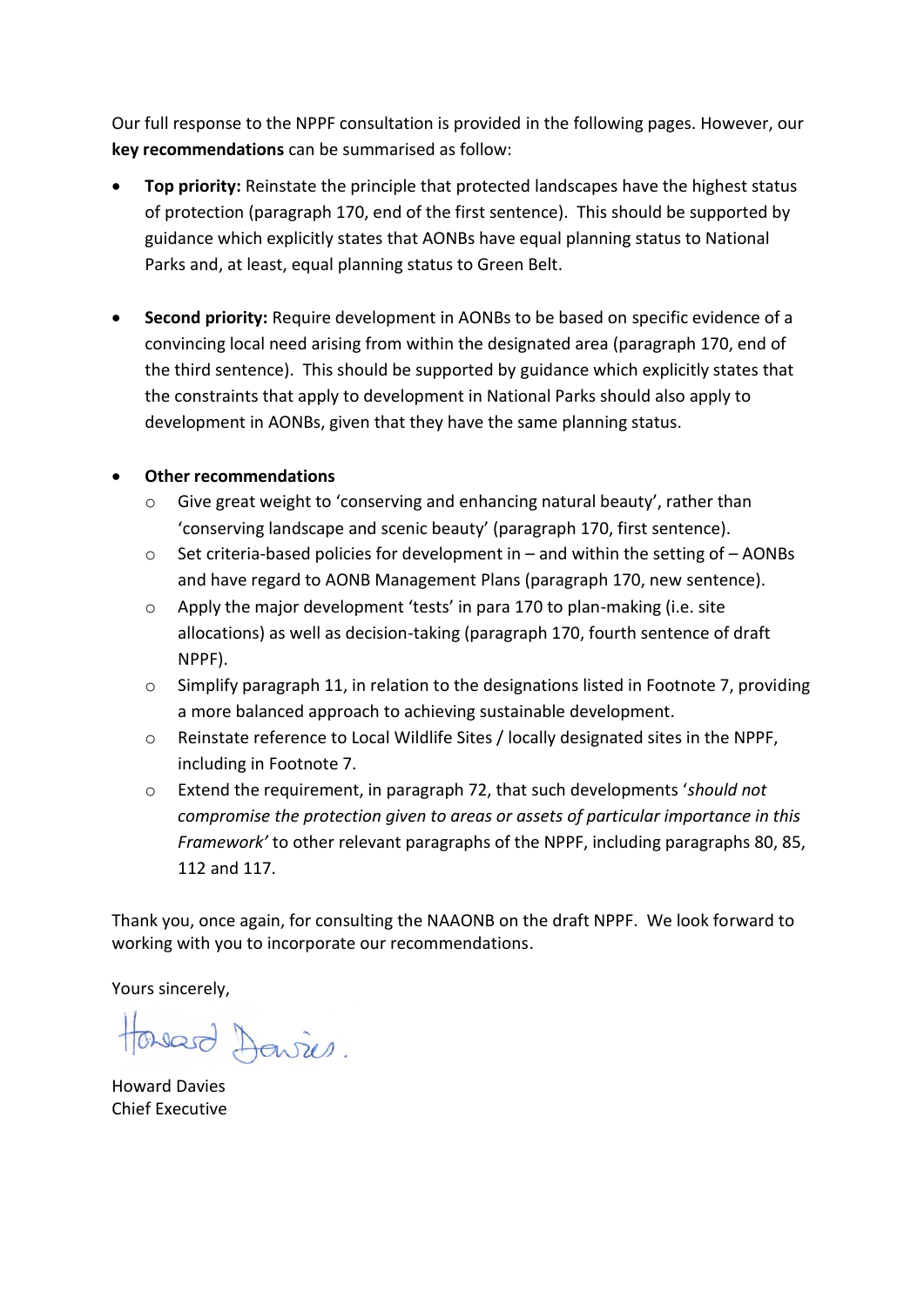Our full response to the NPPF consultation is provided in the following pages. However, our **key recommendations** can be summarised as follow:

- **Top priority:** Reinstate the principle that protected landscapes have the highest status of protection (paragraph 170, end of the first sentence). This should be supported by guidance which explicitly states that AONBs have equal planning status to National Parks and, at least, equal planning status to Green Belt.

- **Second priority:** Require development in AONBs to be based on specific evidence of a convincing local need arising from within the designated area (paragraph 170, end of the third sentence). This should be supported by guidance which explicitly states that the constraints that apply to development in National Parks should also apply to development in AONBs, given that they have the same planning status.

- **Other recommendations**
  - Give great weight to 'conserving and enhancing natural beauty', rather than 'conserving landscape and scenic beauty' (paragraph 170, first sentence).
  - Set criteria-based policies for development in – and within the setting of – AONBs and have regard to AONB Management Plans (paragraph 170, new sentence).
  - Apply the major development 'tests' in para 170 to plan-making (i.e. site allocations) as well as decision-taking (paragraph 170, fourth sentence of draft NPPF).
  - Simplify paragraph 11, in relation to the designations listed in Footnote 7, providing a more balanced approach to achieving sustainable development.
  - Reinstate reference to Local Wildlife Sites / locally designated sites in the NPPF, including in Footnote 7.
  - Extend the requirement, in paragraph 72, that such developments '*should not compromise the protection given to areas or assets of particular importance in this Framework*' to other relevant paragraphs of the NPPF, including paragraphs 80, 85, 112 and 117.

Thank you, once again, for consulting the NAAONB on the draft NPPF. We look forward to working with you to incorporate our recommendations.

Yours sincerely,

Howard Davies

Howard Davies
Chief Executive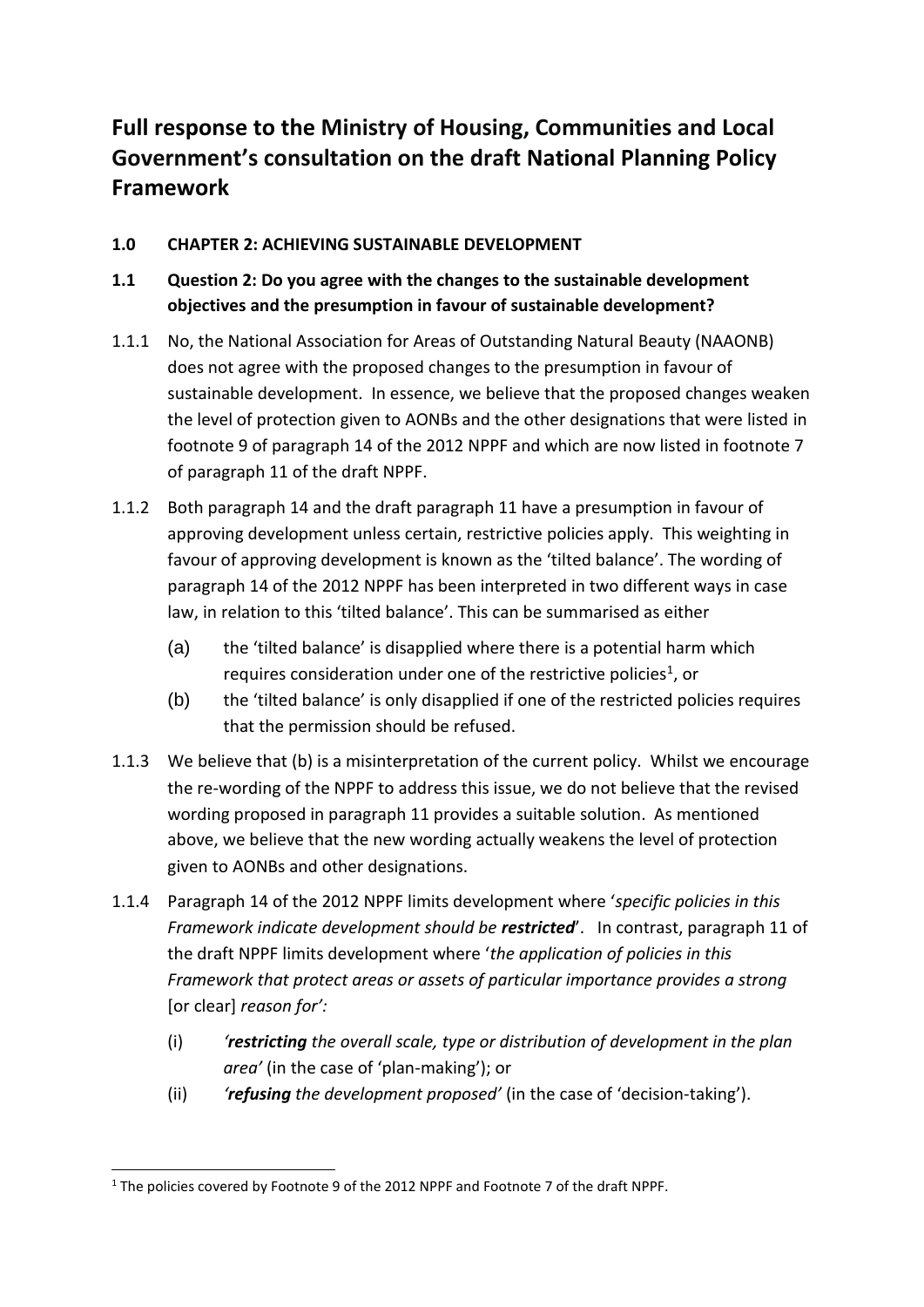# Full response to the Ministry of Housing, Communities and Local Government's consultation on the draft National Planning Policy Framework

## 1.0 CHAPTER 2: ACHIEVING SUSTAINABLE DEVELOPMENT

### 1.1 Question 2: Do you agree with the changes to the sustainable development objectives and the presumption in favour of sustainable development?

1.1.1 No, the National Association for Areas of Outstanding Natural Beauty (NAAONB) does not agree with the proposed changes to the presumption in favour of sustainable development. In essence, we believe that the proposed changes weaken the level of protection given to AONBs and the other designations that were listed in footnote 9 of paragraph 14 of the 2012 NPPF and which are now listed in footnote 7 of paragraph 11 of the draft NPPF.

1.1.2 Both paragraph 14 and the draft paragraph 11 have a presumption in favour of approving development unless certain, restrictive policies apply. This weighting in favour of approving development is known as the 'tilted balance'. The wording of paragraph 14 of the 2012 NPPF has been interpreted in two different ways in case law, in relation to this 'tilted balance'. This can be summarised as either

(a) the 'tilted balance' is disapplied where there is a potential harm which requires consideration under one of the restrictive policies[1], or

(b) the 'tilted balance' is only disapplied if one of the restricted policies requires that the permission should be refused.

1.1.3 We believe that (b) is a misinterpretation of the current policy. Whilst we encourage the re-wording of the NPPF to address this issue, we do not believe that the revised wording proposed in paragraph 11 provides a suitable solution. As mentioned above, we believe that the new wording actually weakens the level of protection given to AONBs and other designations.

1.1.4 Paragraph 14 of the 2012 NPPF limits development where '*specific policies in this Framework indicate development should be* ***restricted***'. In contrast, paragraph 11 of the draft NPPF limits development where '*the application of policies in this Framework that protect areas or assets of particular importance provides a strong* [or clear] *reason for':*

(i) *'**restricting** the overall scale, type or distribution of development in the plan area'* (in the case of 'plan-making'); or

(ii) *'**refusing** the development proposed'* (in the case of 'decision-taking').

---

[1] The policies covered by Footnote 9 of the 2012 NPPF and Footnote 7 of the draft NPPF.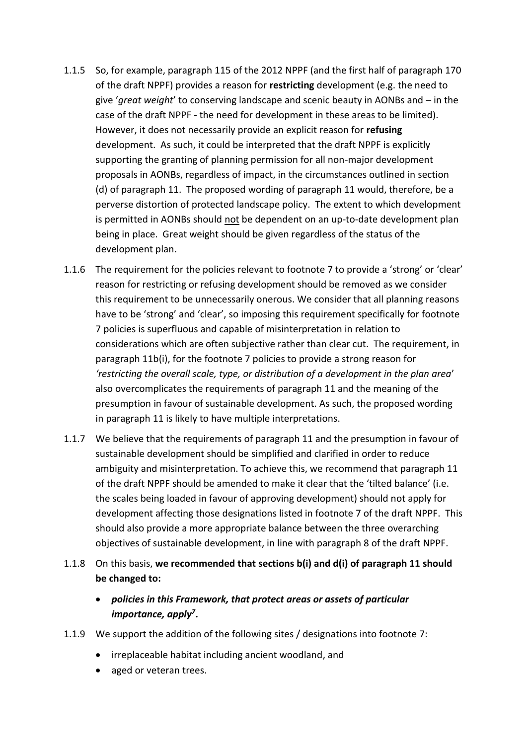1.1.5 So, for example, paragraph 115 of the 2012 NPPF (and the first half of paragraph 170 of the draft NPPF) provides a reason for **restricting** development (e.g. the need to give '*great weight*' to conserving landscape and scenic beauty in AONBs and – in the case of the draft NPPF - the need for development in these areas to be limited). However, it does not necessarily provide an explicit reason for **refusing** development. As such, it could be interpreted that the draft NPPF is explicitly supporting the granting of planning permission for all non-major development proposals in AONBs, regardless of impact, in the circumstances outlined in section (d) of paragraph 11. The proposed wording of paragraph 11 would, therefore, be a perverse distortion of protected landscape policy. The extent to which development is permitted in AONBs should <u>not</u> be dependent on an up-to-date development plan being in place. Great weight should be given regardless of the status of the development plan.

1.1.6 The requirement for the policies relevant to footnote 7 to provide a 'strong' or 'clear' reason for restricting or refusing development should be removed as we consider this requirement to be unnecessarily onerous. We consider that all planning reasons have to be 'strong' and 'clear', so imposing this requirement specifically for footnote 7 policies is superfluous and capable of misinterpretation in relation to considerations which are often subjective rather than clear cut. The requirement, in paragraph 11b(i), for the footnote 7 policies to provide a strong reason for *'restricting the overall scale, type, or distribution of a development in the plan area'* also overcomplicates the requirements of paragraph 11 and the meaning of the presumption in favour of sustainable development. As such, the proposed wording in paragraph 11 is likely to have multiple interpretations.

1.1.7 We believe that the requirements of paragraph 11 and the presumption in favour of sustainable development should be simplified and clarified in order to reduce ambiguity and misinterpretation. To achieve this, we recommend that paragraph 11 of the draft NPPF should be amended to make it clear that the 'tilted balance' (i.e. the scales being loaded in favour of approving development) should not apply for development affecting those designations listed in footnote 7 of the draft NPPF. This should also provide a more appropriate balance between the three overarching objectives of sustainable development, in line with paragraph 8 of the draft NPPF.

1.1.8 On this basis, **we recommended that sections b(i) and d(i) of paragraph 11 should be changed to:**

- ***policies in this Framework, that protect areas or assets of particular importance, apply[7].***

1.1.9 We support the addition of the following sites / designations into footnote 7:

- irreplaceable habitat including ancient woodland, and
- aged or veteran trees.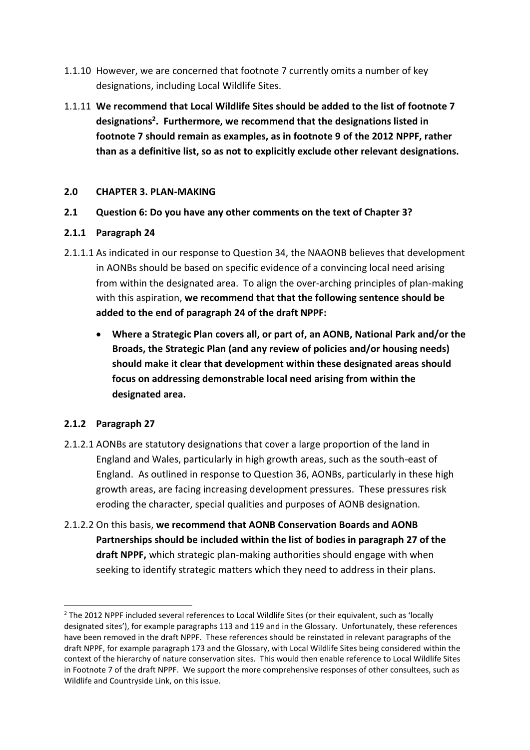1.1.10 However, we are concerned that footnote 7 currently omits a number of key designations, including Local Wildlife Sites.

1.1.11 **We recommend that Local Wildlife Sites should be added to the list of footnote 7 designations[2]. Furthermore, we recommend that the designations listed in footnote 7 should remain as examples, as in footnote 9 of the 2012 NPPF, rather than as a definitive list, so as not to explicitly exclude other relevant designations.**

## 2.0 CHAPTER 3. PLAN-MAKING

### 2.1 Question 6: Do you have any other comments on the text of Chapter 3?

#### 2.1.1 Paragraph 24

2.1.1.1 As indicated in our response to Question 34, the NAAONB believes that development in AONBs should be based on specific evidence of a convincing local need arising from within the designated area. To align the over-arching principles of plan-making with this aspiration, **we recommend that that the following sentence should be added to the end of paragraph 24 of the draft NPPF:**

- **Where a Strategic Plan covers all, or part of, an AONB, National Park and/or the Broads, the Strategic Plan (and any review of policies and/or housing needs) should make it clear that development within these designated areas should focus on addressing demonstrable local need arising from within the designated area.**

#### 2.1.2 Paragraph 27

2.1.2.1 AONBs are statutory designations that cover a large proportion of the land in England and Wales, particularly in high growth areas, such as the south-east of England. As outlined in response to Question 36, AONBs, particularly in these high growth areas, are facing increasing development pressures. These pressures risk eroding the character, special qualities and purposes of AONB designation.

2.1.2.2 On this basis, **we recommend that AONB Conservation Boards and AONB Partnerships should be included within the list of bodies in paragraph 27 of the draft NPPF,** which strategic plan-making authorities should engage with when seeking to identify strategic matters which they need to address in their plans.

---

[2] The 2012 NPPF included several references to Local Wildlife Sites (or their equivalent, such as 'locally designated sites'), for example paragraphs 113 and 119 and in the Glossary. Unfortunately, these references have been removed in the draft NPPF. These references should be reinstated in relevant paragraphs of the draft NPPF, for example paragraph 173 and the Glossary, with Local Wildlife Sites being considered within the context of the hierarchy of nature conservation sites. This would then enable reference to Local Wildlife Sites in Footnote 7 of the draft NPPF. We support the more comprehensive responses of other consultees, such as Wildlife and Countryside Link, on this issue.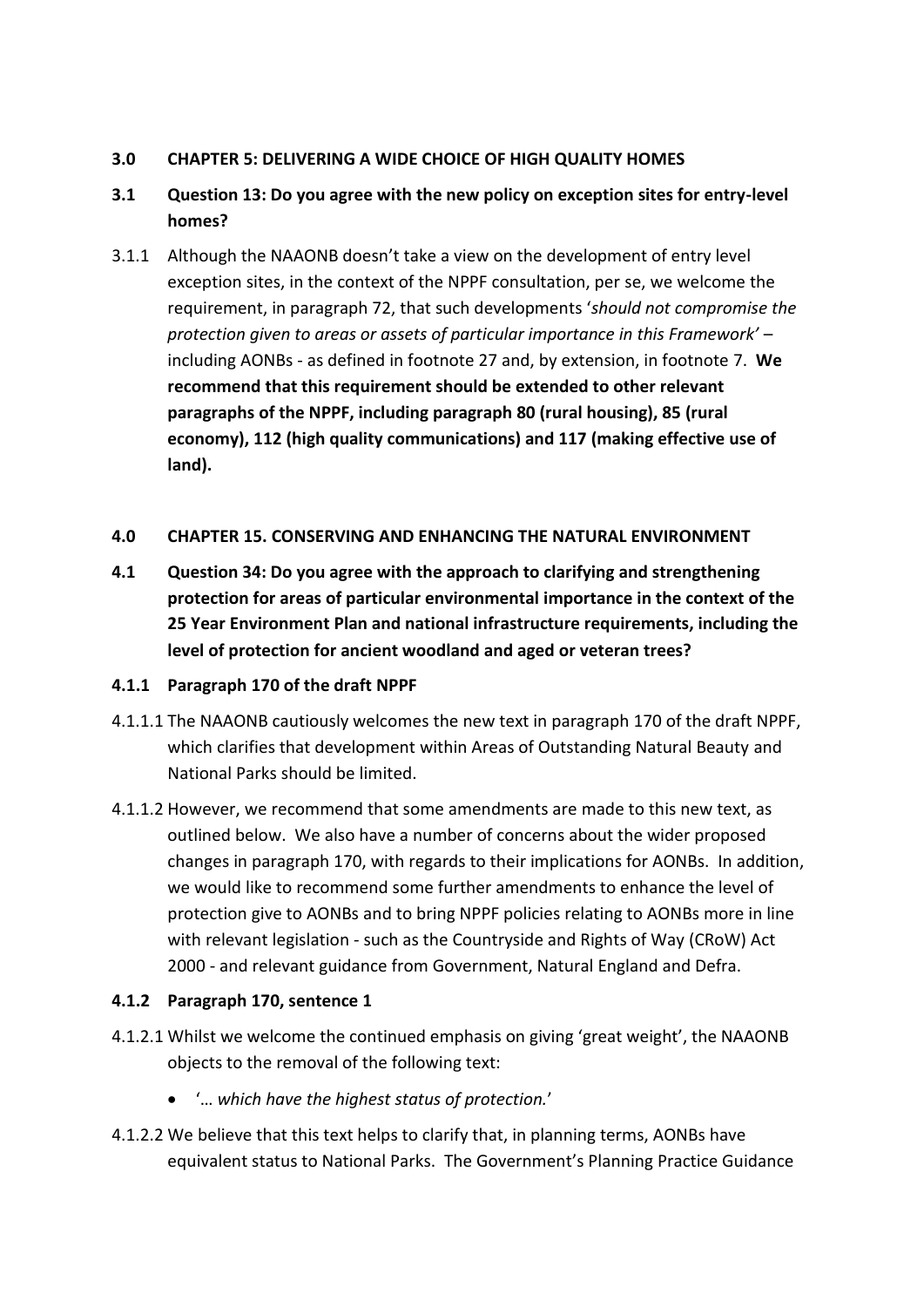**3.0 CHAPTER 5: DELIVERING A WIDE CHOICE OF HIGH QUALITY HOMES**

**3.1 Question 13: Do you agree with the new policy on exception sites for entry-level homes?**

3.1.1 Although the NAAONB doesn't take a view on the development of entry level exception sites, in the context of the NPPF consultation, per se, we welcome the requirement, in paragraph 72, that such developments '*should not compromise the protection given to areas or assets of particular importance in this Framework'* – including AONBs - as defined in footnote 27 and, by extension, in footnote 7. **We recommend that this requirement should be extended to other relevant paragraphs of the NPPF, including paragraph 80 (rural housing), 85 (rural economy), 112 (high quality communications) and 117 (making effective use of land).**

**4.0 CHAPTER 15. CONSERVING AND ENHANCING THE NATURAL ENVIRONMENT**

**4.1 Question 34: Do you agree with the approach to clarifying and strengthening protection for areas of particular environmental importance in the context of the 25 Year Environment Plan and national infrastructure requirements, including the level of protection for ancient woodland and aged or veteran trees?**

**4.1.1 Paragraph 170 of the draft NPPF**

4.1.1.1 The NAAONB cautiously welcomes the new text in paragraph 170 of the draft NPPF, which clarifies that development within Areas of Outstanding Natural Beauty and National Parks should be limited.

4.1.1.2 However, we recommend that some amendments are made to this new text, as outlined below. We also have a number of concerns about the wider proposed changes in paragraph 170, with regards to their implications for AONBs. In addition, we would like to recommend some further amendments to enhance the level of protection give to AONBs and to bring NPPF policies relating to AONBs more in line with relevant legislation - such as the Countryside and Rights of Way (CRoW) Act 2000 - and relevant guidance from Government, Natural England and Defra.

**4.1.2 Paragraph 170, sentence 1**

4.1.2.1 Whilst we welcome the continued emphasis on giving 'great weight', the NAAONB objects to the removal of the following text:

- '… *which have the highest status of protection.*'

4.1.2.2 We believe that this text helps to clarify that, in planning terms, AONBs have equivalent status to National Parks. The Government's Planning Practice Guidance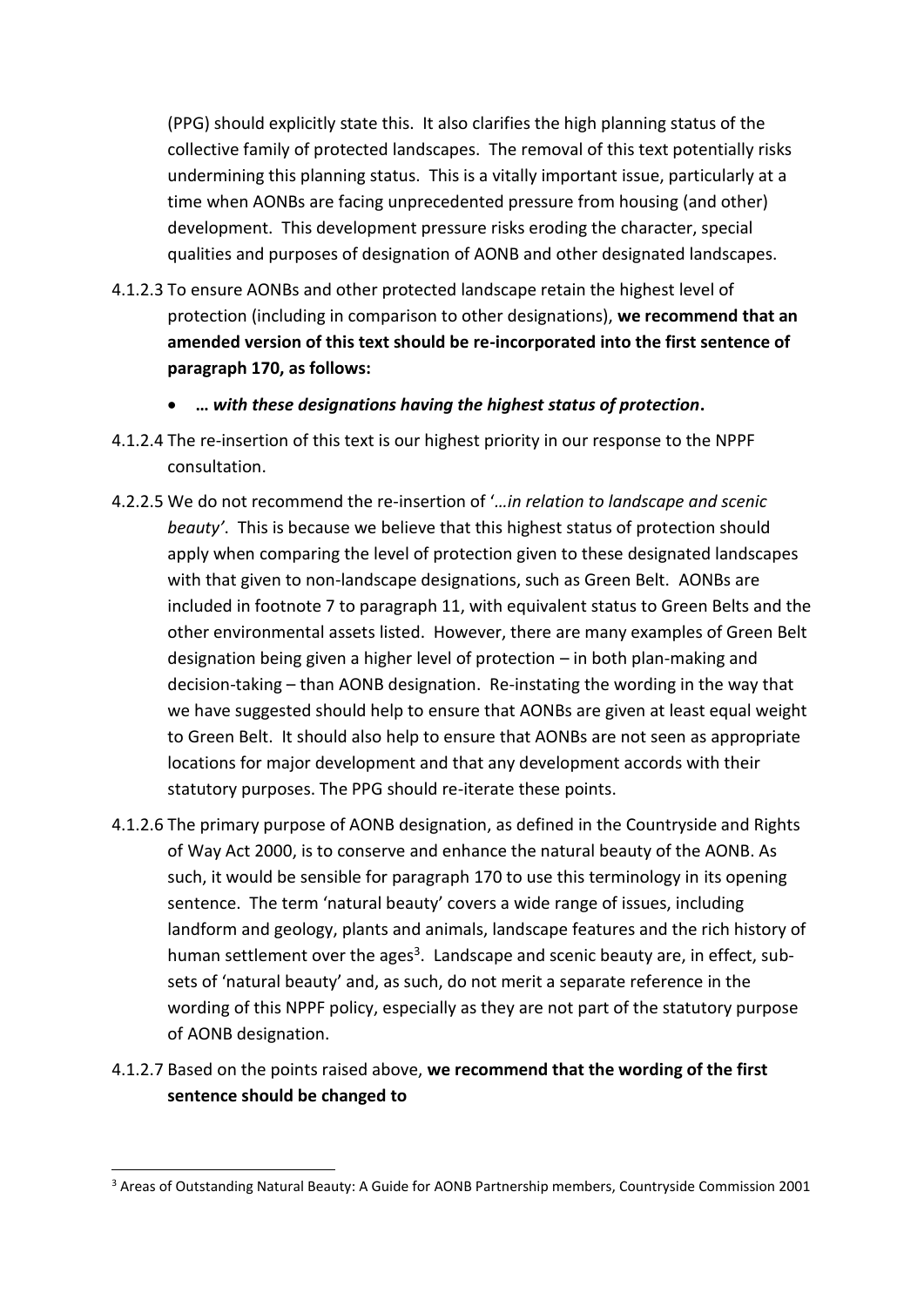(PPG) should explicitly state this. It also clarifies the high planning status of the collective family of protected landscapes. The removal of this text potentially risks undermining this planning status. This is a vitally important issue, particularly at a time when AONBs are facing unprecedented pressure from housing (and other) development. This development pressure risks eroding the character, special qualities and purposes of designation of AONB and other designated landscapes.

4.1.2.3 To ensure AONBs and other protected landscape retain the highest level of protection (including in comparison to other designations), **we recommend that an amended version of this text should be re-incorporated into the first sentence of paragraph 170, as follows:**

- ***… with these designations having the highest status of protection*.**

4.1.2.4 The re-insertion of this text is our highest priority in our response to the NPPF consultation.

4.2.2.5 We do not recommend the re-insertion of '*…in relation to landscape and scenic beauty'*. This is because we believe that this highest status of protection should apply when comparing the level of protection given to these designated landscapes with that given to non-landscape designations, such as Green Belt. AONBs are included in footnote 7 to paragraph 11, with equivalent status to Green Belts and the other environmental assets listed. However, there are many examples of Green Belt designation being given a higher level of protection – in both plan-making and decision-taking – than AONB designation. Re-instating the wording in the way that we have suggested should help to ensure that AONBs are given at least equal weight to Green Belt. It should also help to ensure that AONBs are not seen as appropriate locations for major development and that any development accords with their statutory purposes. The PPG should re-iterate these points.

4.1.2.6 The primary purpose of AONB designation, as defined in the Countryside and Rights of Way Act 2000, is to conserve and enhance the natural beauty of the AONB. As such, it would be sensible for paragraph 170 to use this terminology in its opening sentence. The term 'natural beauty' covers a wide range of issues, including landform and geology, plants and animals, landscape features and the rich history of human settlement over the ages[3]. Landscape and scenic beauty are, in effect, sub-sets of 'natural beauty' and, as such, do not merit a separate reference in the wording of this NPPF policy, especially as they are not part of the statutory purpose of AONB designation.

4.1.2.7 Based on the points raised above, **we recommend that the wording of the first sentence should be changed to**

[3] Areas of Outstanding Natural Beauty: A Guide for AONB Partnership members, Countryside Commission 2001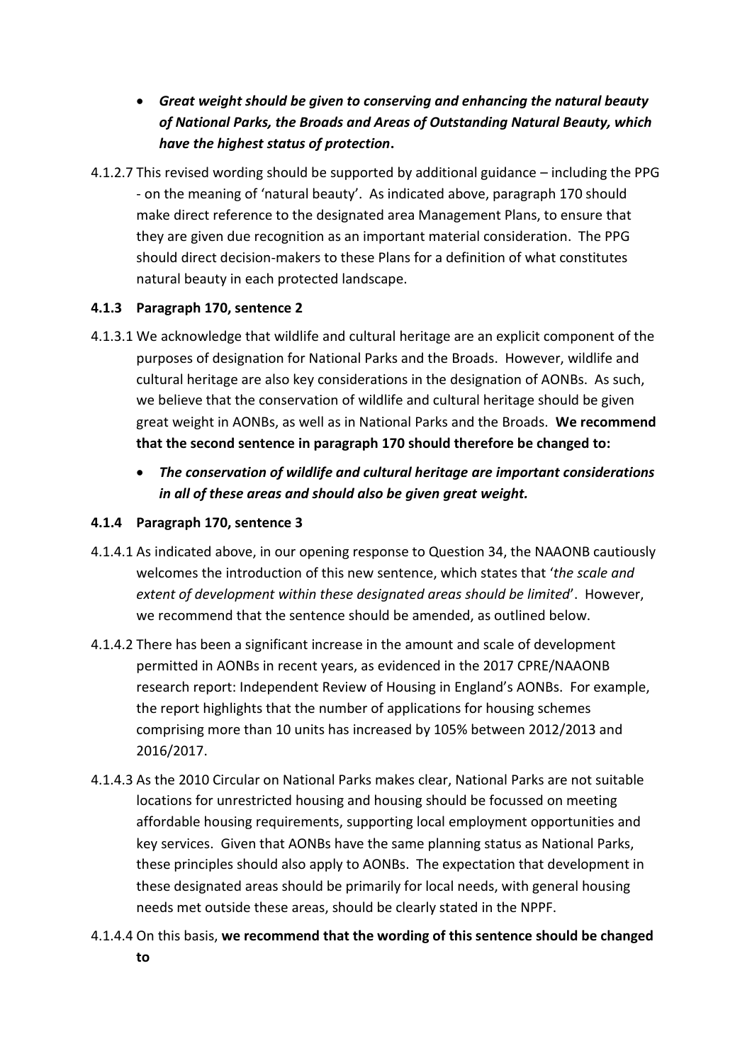- ***Great weight should be given to conserving and enhancing the natural beauty of National Parks, the Broads and Areas of Outstanding Natural Beauty, which have the highest status of protection*.**

4.1.2.7 This revised wording should be supported by additional guidance – including the PPG - on the meaning of 'natural beauty'. As indicated above, paragraph 170 should make direct reference to the designated area Management Plans, to ensure that they are given due recognition as an important material consideration. The PPG should direct decision-makers to these Plans for a definition of what constitutes natural beauty in each protected landscape.

#### 4.1.3 Paragraph 170, sentence 2

4.1.3.1 We acknowledge that wildlife and cultural heritage are an explicit component of the purposes of designation for National Parks and the Broads. However, wildlife and cultural heritage are also key considerations in the designation of AONBs. As such, we believe that the conservation of wildlife and cultural heritage should be given great weight in AONBs, as well as in National Parks and the Broads. **We recommend that the second sentence in paragraph 170 should therefore be changed to:**

- ***The conservation of wildlife and cultural heritage are important considerations in all of these areas and should also be given great weight.***

#### 4.1.4 Paragraph 170, sentence 3

4.1.4.1 As indicated above, in our opening response to Question 34, the NAAONB cautiously welcomes the introduction of this new sentence, which states that '*the scale and extent of development within these designated areas should be limited*'. However, we recommend that the sentence should be amended, as outlined below.

4.1.4.2 There has been a significant increase in the amount and scale of development permitted in AONBs in recent years, as evidenced in the 2017 CPRE/NAAONB research report: Independent Review of Housing in England's AONBs. For example, the report highlights that the number of applications for housing schemes comprising more than 10 units has increased by 105% between 2012/2013 and 2016/2017.

4.1.4.3 As the 2010 Circular on National Parks makes clear, National Parks are not suitable locations for unrestricted housing and housing should be focussed on meeting affordable housing requirements, supporting local employment opportunities and key services. Given that AONBs have the same planning status as National Parks, these principles should also apply to AONBs. The expectation that development in these designated areas should be primarily for local needs, with general housing needs met outside these areas, should be clearly stated in the NPPF.

4.1.4.4 On this basis, **we recommend that the wording of this sentence should be changed to**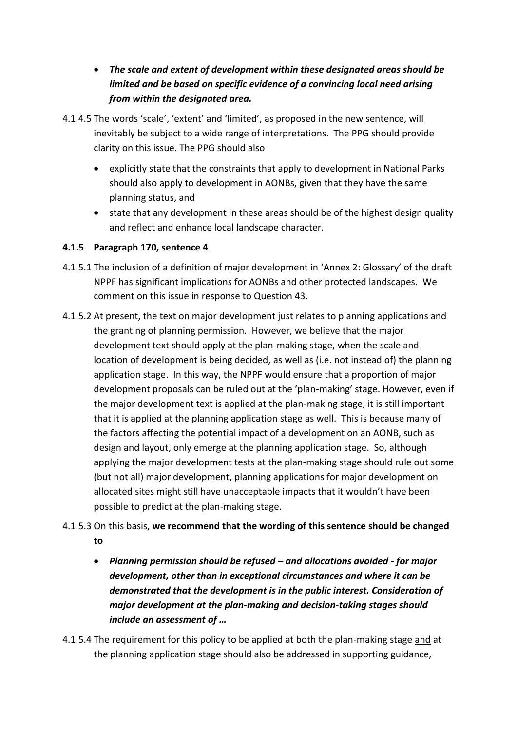- ***The scale and extent of development within these designated areas should be limited and be based on specific evidence of a convincing local need arising from within the designated area.***

4.1.4.5 The words 'scale', 'extent' and 'limited', as proposed in the new sentence, will inevitably be subject to a wide range of interpretations. The PPG should provide clarity on this issue. The PPG should also

- explicitly state that the constraints that apply to development in National Parks should also apply to development in AONBs, given that they have the same planning status, and
- state that any development in these areas should be of the highest design quality and reflect and enhance local landscape character.

### 4.1.5 Paragraph 170, sentence 4

4.1.5.1 The inclusion of a definition of major development in 'Annex 2: Glossary' of the draft NPPF has significant implications for AONBs and other protected landscapes. We comment on this issue in response to Question 43.

4.1.5.2 At present, the text on major development just relates to planning applications and the granting of planning permission. However, we believe that the major development text should apply at the plan-making stage, when the scale and location of development is being decided, <u>as well as</u> (i.e. not instead of) the planning application stage. In this way, the NPPF would ensure that a proportion of major development proposals can be ruled out at the 'plan-making' stage. However, even if the major development text is applied at the plan-making stage, it is still important that it is applied at the planning application stage as well. This is because many of the factors affecting the potential impact of a development on an AONB, such as design and layout, only emerge at the planning application stage. So, although applying the major development tests at the plan-making stage should rule out some (but not all) major development, planning applications for major development on allocated sites might still have unacceptable impacts that it wouldn't have been possible to predict at the plan-making stage.

4.1.5.3 On this basis, **we recommend that the wording of this sentence should be changed to**

- ***Planning permission should be refused – and allocations avoided - for major development, other than in exceptional circumstances and where it can be demonstrated that the development is in the public interest. Consideration of major development at the plan-making and decision-taking stages should include an assessment of …***

4.1.5.4 The requirement for this policy to be applied at both the plan-making stage <u>and</u> at the planning application stage should also be addressed in supporting guidance,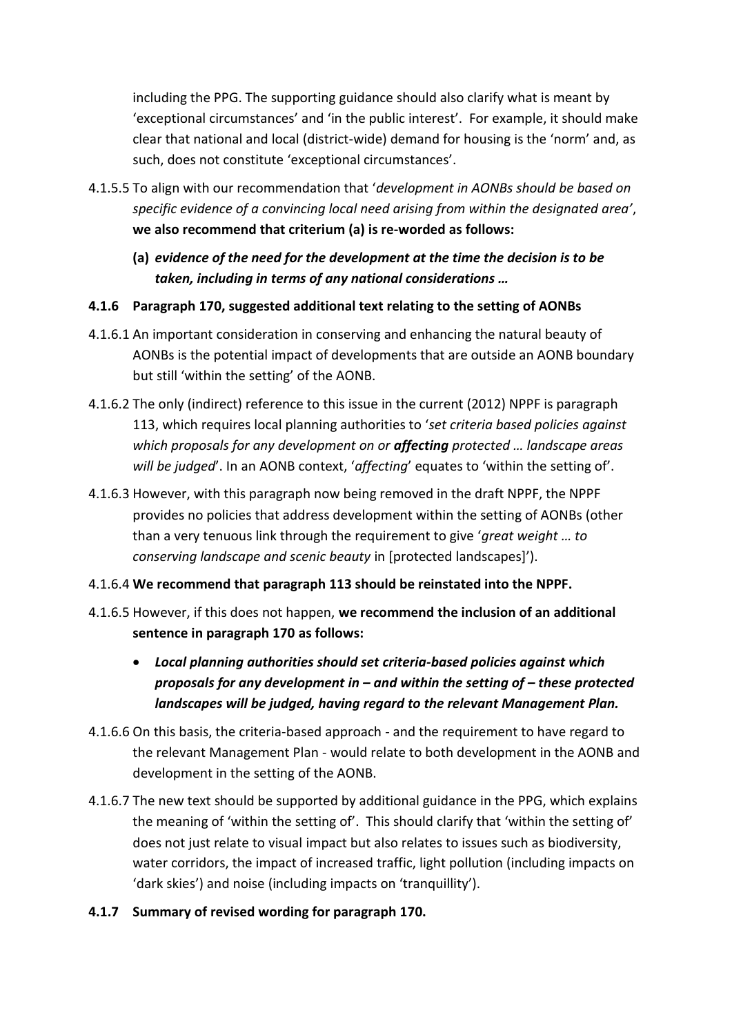including the PPG. The supporting guidance should also clarify what is meant by 'exceptional circumstances' and 'in the public interest'. For example, it should make clear that national and local (district-wide) demand for housing is the 'norm' and, as such, does not constitute 'exceptional circumstances'.

4.1.5.5 To align with our recommendation that '*development in AONBs should be based on specific evidence of a convincing local need arising from within the designated area'*, **we also recommend that criterium (a) is re-worded as follows:**

**(a)** ***evidence of the need for the development at the time the decision is to be taken, including in terms of any national considerations …***

### 4.1.6 Paragraph 170, suggested additional text relating to the setting of AONBs

4.1.6.1 An important consideration in conserving and enhancing the natural beauty of AONBs is the potential impact of developments that are outside an AONB boundary but still 'within the setting' of the AONB.

4.1.6.2 The only (indirect) reference to this issue in the current (2012) NPPF is paragraph 113, which requires local planning authorities to '*set criteria based policies against which proposals for any development on or **affecting** protected … landscape areas will be judged*'. In an AONB context, '*affecting*' equates to 'within the setting of'.

4.1.6.3 However, with this paragraph now being removed in the draft NPPF, the NPPF provides no policies that address development within the setting of AONBs (other than a very tenuous link through the requirement to give '*great weight … to conserving landscape and scenic beauty* in [protected landscapes]').

4.1.6.4 **We recommend that paragraph 113 should be reinstated into the NPPF.**

4.1.6.5 However, if this does not happen, **we recommend the inclusion of an additional sentence in paragraph 170 as follows:**

- ***Local planning authorities should set criteria-based policies against which proposals for any development in – and within the setting of – these protected landscapes will be judged, having regard to the relevant Management Plan.***

4.1.6.6 On this basis, the criteria-based approach - and the requirement to have regard to the relevant Management Plan - would relate to both development in the AONB and development in the setting of the AONB.

4.1.6.7 The new text should be supported by additional guidance in the PPG, which explains the meaning of 'within the setting of'. This should clarify that 'within the setting of' does not just relate to visual impact but also relates to issues such as biodiversity, water corridors, the impact of increased traffic, light pollution (including impacts on 'dark skies') and noise (including impacts on 'tranquillity').

### 4.1.7 Summary of revised wording for paragraph 170.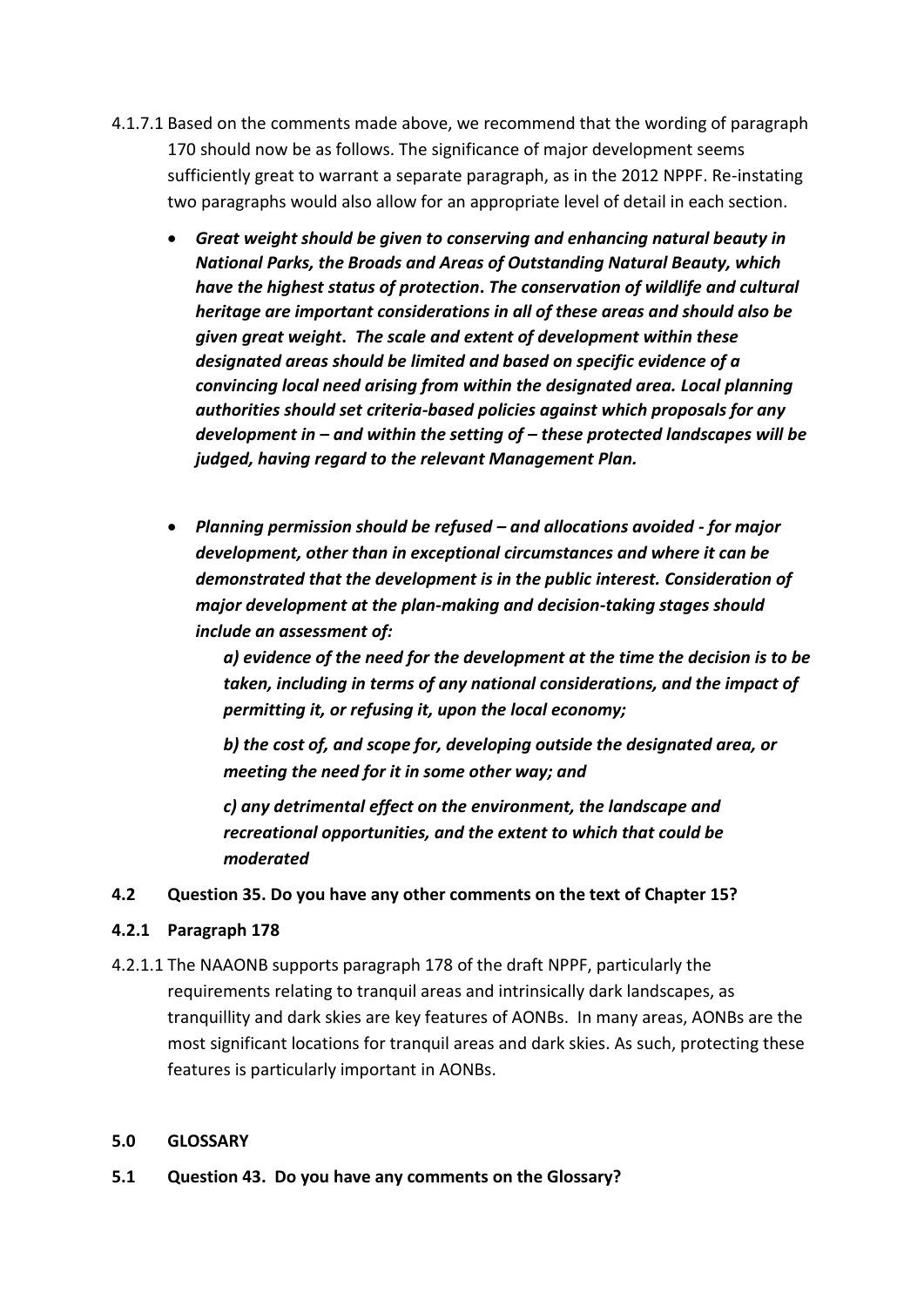4.1.7.1 Based on the comments made above, we recommend that the wording of paragraph 170 should now be as follows. The significance of major development seems sufficiently great to warrant a separate paragraph, as in the 2012 NPPF. Re-instating two paragraphs would also allow for an appropriate level of detail in each section.

- ***Great weight should be given to conserving and enhancing natural beauty in National Parks, the Broads and Areas of Outstanding Natural Beauty, which have the highest status of protection. The conservation of wildlife and cultural heritage are important considerations in all of these areas and should also be given great weight. The scale and extent of development within these designated areas should be limited and based on specific evidence of a convincing local need arising from within the designated area. Local planning authorities should set criteria-based policies against which proposals for any development in – and within the setting of – these protected landscapes will be judged, having regard to the relevant Management Plan.***

- ***Planning permission should be refused – and allocations avoided - for major development, other than in exceptional circumstances and where it can be demonstrated that the development is in the public interest. Consideration of major development at the plan-making and decision-taking stages should include an assessment of:***

  ***a) evidence of the need for the development at the time the decision is to be taken, including in terms of any national considerations, and the impact of permitting it, or refusing it, upon the local economy;***

  ***b) the cost of, and scope for, developing outside the designated area, or meeting the need for it in some other way; and***

  ***c) any detrimental effect on the environment, the landscape and recreational opportunities, and the extent to which that could be moderated***

**4.2 Question 35. Do you have any other comments on the text of Chapter 15?**

**4.2.1 Paragraph 178**

4.2.1.1 The NAAONB supports paragraph 178 of the draft NPPF, particularly the requirements relating to tranquil areas and intrinsically dark landscapes, as tranquillity and dark skies are key features of AONBs. In many areas, AONBs are the most significant locations for tranquil areas and dark skies. As such, protecting these features is particularly important in AONBs.

**5.0 GLOSSARY**

**5.1 Question 43. Do you have any comments on the Glossary?**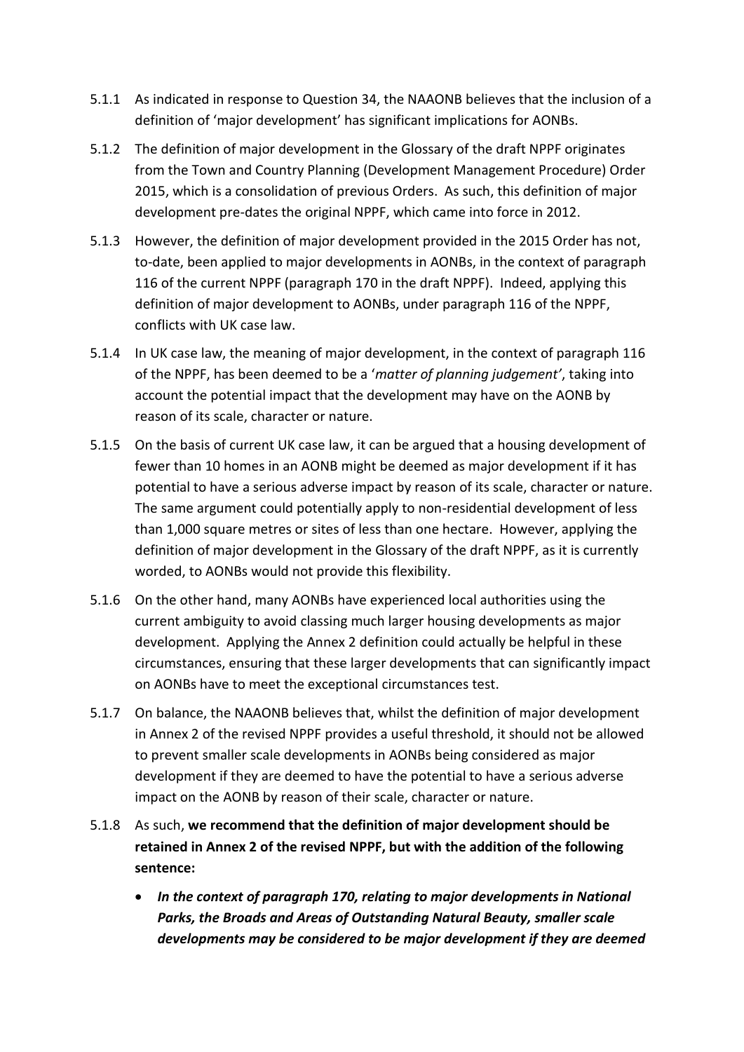5.1.1 As indicated in response to Question 34, the NAAONB believes that the inclusion of a definition of 'major development' has significant implications for AONBs.

5.1.2 The definition of major development in the Glossary of the draft NPPF originates from the Town and Country Planning (Development Management Procedure) Order 2015, which is a consolidation of previous Orders. As such, this definition of major development pre-dates the original NPPF, which came into force in 2012.

5.1.3 However, the definition of major development provided in the 2015 Order has not, to-date, been applied to major developments in AONBs, in the context of paragraph 116 of the current NPPF (paragraph 170 in the draft NPPF). Indeed, applying this definition of major development to AONBs, under paragraph 116 of the NPPF, conflicts with UK case law.

5.1.4 In UK case law, the meaning of major development, in the context of paragraph 116 of the NPPF, has been deemed to be a '*matter of planning judgement'*, taking into account the potential impact that the development may have on the AONB by reason of its scale, character or nature.

5.1.5 On the basis of current UK case law, it can be argued that a housing development of fewer than 10 homes in an AONB might be deemed as major development if it has potential to have a serious adverse impact by reason of its scale, character or nature. The same argument could potentially apply to non-residential development of less than 1,000 square metres or sites of less than one hectare. However, applying the definition of major development in the Glossary of the draft NPPF, as it is currently worded, to AONBs would not provide this flexibility.

5.1.6 On the other hand, many AONBs have experienced local authorities using the current ambiguity to avoid classing much larger housing developments as major development. Applying the Annex 2 definition could actually be helpful in these circumstances, ensuring that these larger developments that can significantly impact on AONBs have to meet the exceptional circumstances test.

5.1.7 On balance, the NAAONB believes that, whilst the definition of major development in Annex 2 of the revised NPPF provides a useful threshold, it should not be allowed to prevent smaller scale developments in AONBs being considered as major development if they are deemed to have the potential to have a serious adverse impact on the AONB by reason of their scale, character or nature.

5.1.8 As such, **we recommend that the definition of major development should be retained in Annex 2 of the revised NPPF, but with the addition of the following sentence:**

- ***In the context of paragraph 170, relating to major developments in National Parks, the Broads and Areas of Outstanding Natural Beauty, smaller scale developments may be considered to be major development if they are deemed***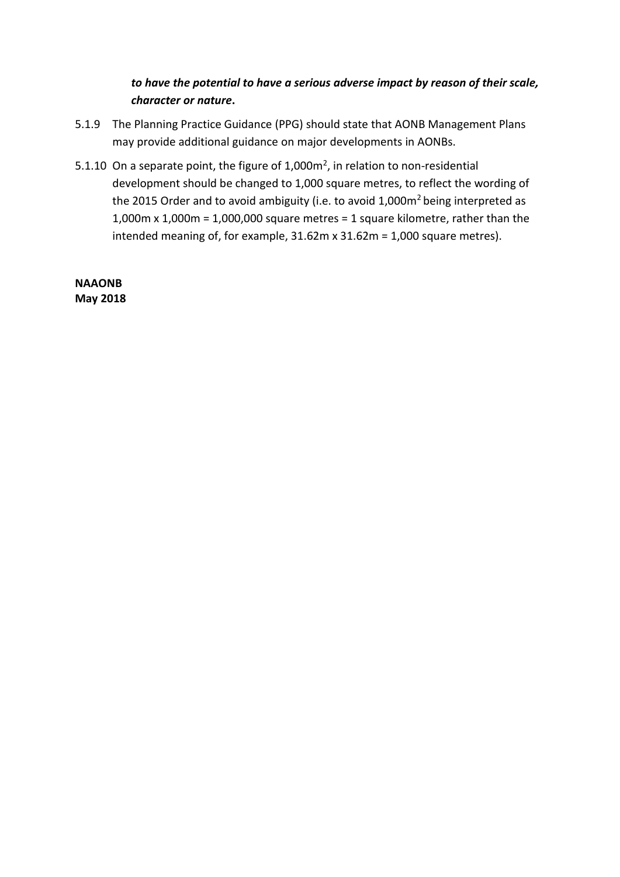***to have the potential to have a serious adverse impact by reason of their scale, character or nature*.**

5.1.9 The Planning Practice Guidance (PPG) should state that AONB Management Plans may provide additional guidance on major developments in AONBs.

5.1.10 On a separate point, the figure of 1,000m$^2$, in relation to non-residential development should be changed to 1,000 square metres, to reflect the wording of the 2015 Order and to avoid ambiguity (i.e. to avoid 1,000m$^2$ being interpreted as 1,000m x 1,000m = 1,000,000 square metres = 1 square kilometre, rather than the intended meaning of, for example, 31.62m x 31.62m = 1,000 square metres).

**NAAONB**
**May 2018**